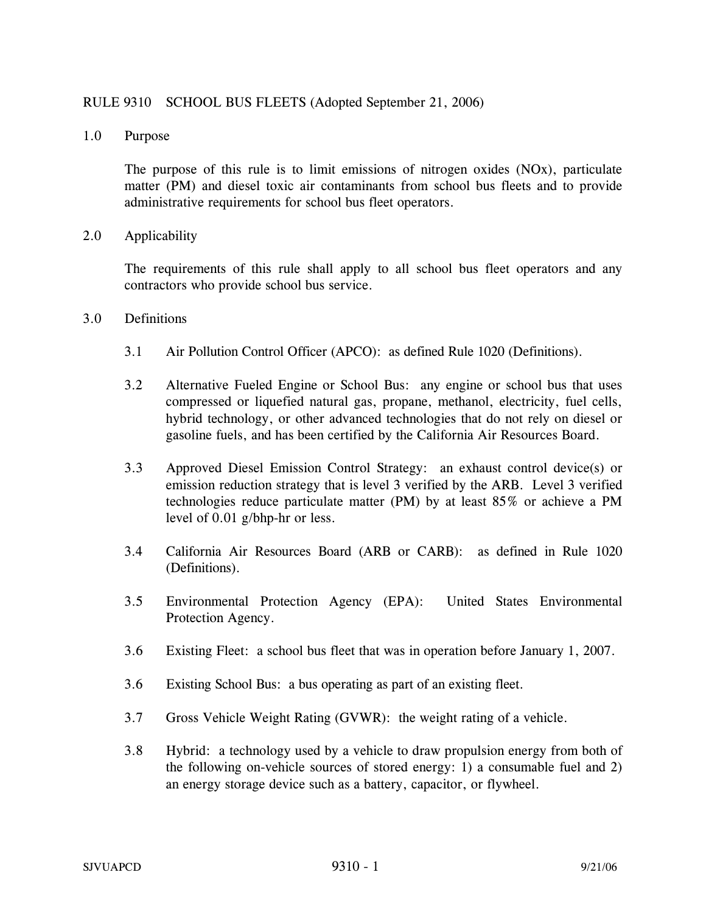# RULE 9310 SCHOOL BUS FLEETS (Adopted September 21, 2006)

## 1.0 Purpose

The purpose of this rule is to limit emissions of nitrogen oxides (NOx), particulate matter (PM) and diesel toxic air contaminants from school bus fleets and to provide administrative requirements for school bus fleet operators.

## 2.0 Applicability

The requirements of this rule shall apply to all school bus fleet operators and any contractors who provide school bus service.

## 3.0 Definitions

3.1 Air Pollution Control Officer (APCO): as defined Rule 1020 (Definitions).

3.2 Alternative Fueled Engine or School Bus: any engine or school bus that uses compressed or liquefied natural gas, propane, methanol, electricity, fuel cells, hybrid technology, or other advanced technologies that do not rely on diesel or gasoline fuels, and has been certified by the California Air Resources Board.

3.3 Approved Diesel Emission Control Strategy: an exhaust control device(s) or emission reduction strategy that is level 3 verified by the ARB. Level 3 verified technologies reduce particulate matter (PM) by at least 85% or achieve a PM level of 0.01 g/bhp-hr or less.

3.4 California Air Resources Board (ARB or CARB): as defined in Rule 1020 (Definitions).

3.5 Environmental Protection Agency (EPA): United States Environmental Protection Agency.

3.6 Existing Fleet: a school bus fleet that was in operation before January 1, 2007.

3.6 Existing School Bus: a bus operating as part of an existing fleet.

3.7 Gross Vehicle Weight Rating (GVWR): the weight rating of a vehicle.

3.8 Hybrid: a technology used by a vehicle to draw propulsion energy from both of the following on-vehicle sources of stored energy: 1) a consumable fuel and 2) an energy storage device such as a battery, capacitor, or flywheel.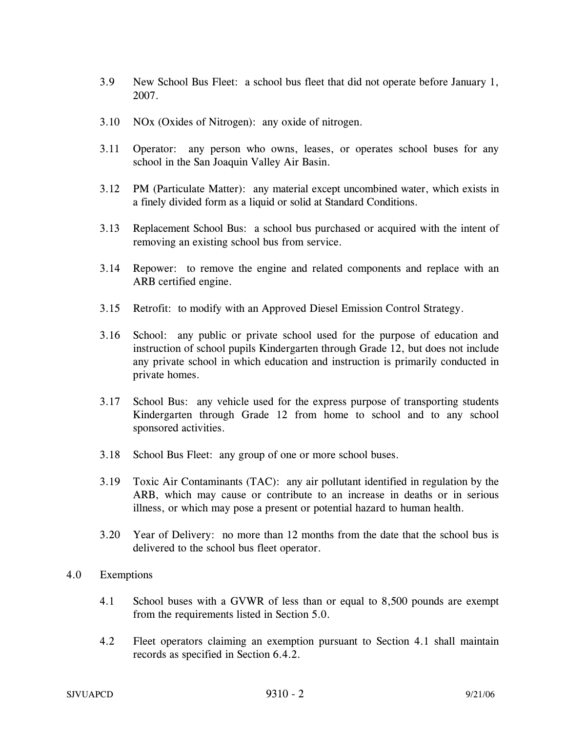3.9 New School Bus Fleet: a school bus fleet that did not operate before January 1, 2007.

3.10 NOx (Oxides of Nitrogen): any oxide of nitrogen.

3.11 Operator: any person who owns, leases, or operates school buses for any school in the San Joaquin Valley Air Basin.

3.12 PM (Particulate Matter): any material except uncombined water, which exists in a finely divided form as a liquid or solid at Standard Conditions.

3.13 Replacement School Bus: a school bus purchased or acquired with the intent of removing an existing school bus from service.

3.14 Repower: to remove the engine and related components and replace with an ARB certified engine.

3.15 Retrofit: to modify with an Approved Diesel Emission Control Strategy.

3.16 School: any public or private school used for the purpose of education and instruction of school pupils Kindergarten through Grade 12, but does not include any private school in which education and instruction is primarily conducted in private homes.

3.17 School Bus: any vehicle used for the express purpose of transporting students Kindergarten through Grade 12 from home to school and to any school sponsored activities.

3.18 School Bus Fleet: any group of one or more school buses.

3.19 Toxic Air Contaminants (TAC): any air pollutant identified in regulation by the ARB, which may cause or contribute to an increase in deaths or in serious illness, or which may pose a present or potential hazard to human health.

3.20 Year of Delivery: no more than 12 months from the date that the school bus is delivered to the school bus fleet operator.

## 4.0 Exemptions

4.1 School buses with a GVWR of less than or equal to 8,500 pounds are exempt from the requirements listed in Section 5.0.

4.2 Fleet operators claiming an exemption pursuant to Section 4.1 shall maintain records as specified in Section 6.4.2.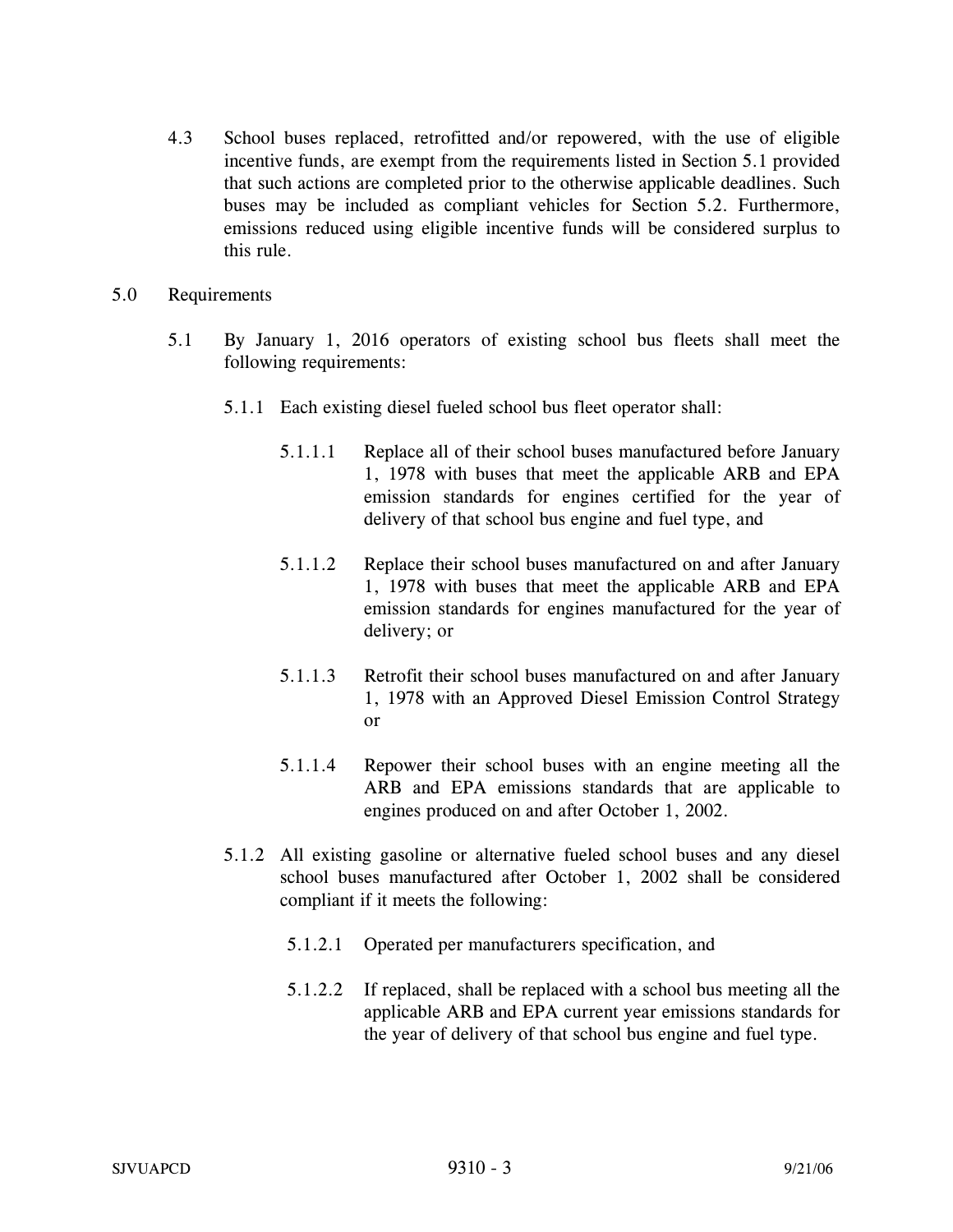4.3 School buses replaced, retrofitted and/or repowered, with the use of eligible incentive funds, are exempt from the requirements listed in Section 5.1 provided that such actions are completed prior to the otherwise applicable deadlines. Such buses may be included as compliant vehicles for Section 5.2. Furthermore, emissions reduced using eligible incentive funds will be considered surplus to this rule.

## 5.0 Requirements

5.1 By January 1, 2016 operators of existing school bus fleets shall meet the following requirements:

5.1.1 Each existing diesel fueled school bus fleet operator shall:

5.1.1.1 Replace all of their school buses manufactured before January 1, 1978 with buses that meet the applicable ARB and EPA emission standards for engines certified for the year of delivery of that school bus engine and fuel type, and

5.1.1.2 Replace their school buses manufactured on and after January 1, 1978 with buses that meet the applicable ARB and EPA emission standards for engines manufactured for the year of delivery; or

5.1.1.3 Retrofit their school buses manufactured on and after January 1, 1978 with an Approved Diesel Emission Control Strategy or

5.1.1.4 Repower their school buses with an engine meeting all the ARB and EPA emissions standards that are applicable to engines produced on and after October 1, 2002.

5.1.2 All existing gasoline or alternative fueled school buses and any diesel school buses manufactured after October 1, 2002 shall be considered compliant if it meets the following:

5.1.2.1 Operated per manufacturers specification, and

5.1.2.2 If replaced, shall be replaced with a school bus meeting all the applicable ARB and EPA current year emissions standards for the year of delivery of that school bus engine and fuel type.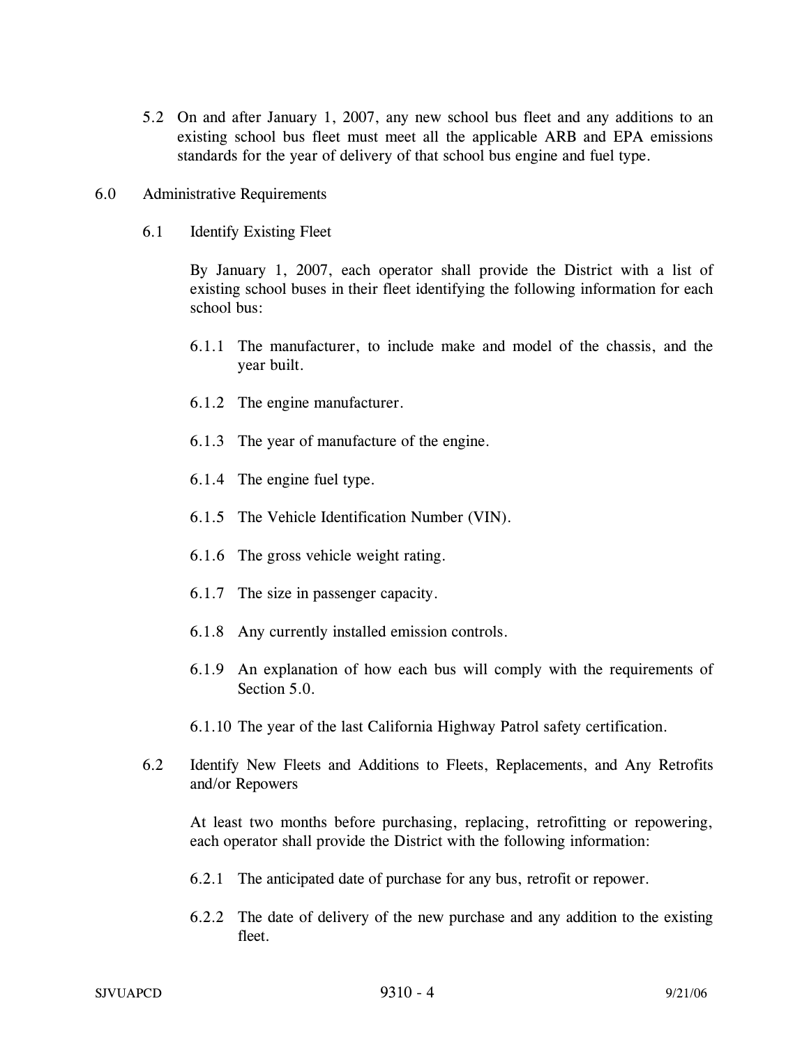5.2 On and after January 1, 2007, any new school bus fleet and any additions to an existing school bus fleet must meet all the applicable ARB and EPA emissions standards for the year of delivery of that school bus engine and fuel type.

## 6.0 Administrative Requirements

### 6.1 Identify Existing Fleet

By January 1, 2007, each operator shall provide the District with a list of existing school buses in their fleet identifying the following information for each school bus:

6.1.1 The manufacturer, to include make and model of the chassis, and the year built.

6.1.2 The engine manufacturer.

6.1.3 The year of manufacture of the engine.

6.1.4 The engine fuel type.

6.1.5 The Vehicle Identification Number (VIN).

6.1.6 The gross vehicle weight rating.

6.1.7 The size in passenger capacity.

6.1.8 Any currently installed emission controls.

6.1.9 An explanation of how each bus will comply with the requirements of Section 5.0.

6.1.10 The year of the last California Highway Patrol safety certification.

### 6.2 Identify New Fleets and Additions to Fleets, Replacements, and Any Retrofits and/or Repowers

At least two months before purchasing, replacing, retrofitting or repowering, each operator shall provide the District with the following information:

6.2.1 The anticipated date of purchase for any bus, retrofit or repower.

6.2.2 The date of delivery of the new purchase and any addition to the existing fleet.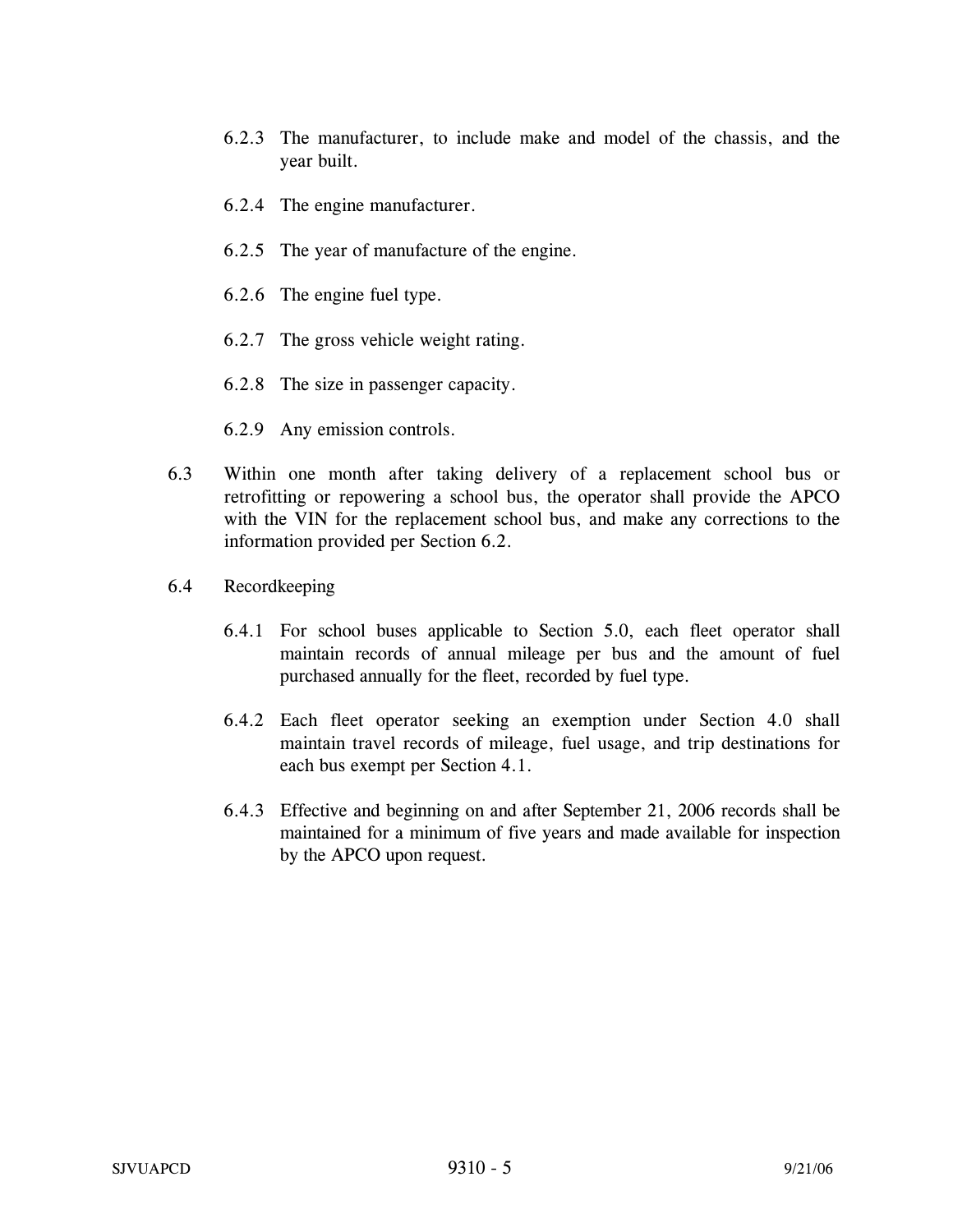6.2.3 The manufacturer, to include make and model of the chassis, and the year built.

6.2.4 The engine manufacturer.

6.2.5 The year of manufacture of the engine.

6.2.6 The engine fuel type.

6.2.7 The gross vehicle weight rating.

6.2.8 The size in passenger capacity.

6.2.9 Any emission controls.

6.3 Within one month after taking delivery of a replacement school bus or retrofitting or repowering a school bus, the operator shall provide the APCO with the VIN for the replacement school bus, and make any corrections to the information provided per Section 6.2.

6.4 Recordkeeping

6.4.1 For school buses applicable to Section 5.0, each fleet operator shall maintain records of annual mileage per bus and the amount of fuel purchased annually for the fleet, recorded by fuel type.

6.4.2 Each fleet operator seeking an exemption under Section 4.0 shall maintain travel records of mileage, fuel usage, and trip destinations for each bus exempt per Section 4.1.

6.4.3 Effective and beginning on and after September 21, 2006 records shall be maintained for a minimum of five years and made available for inspection by the APCO upon request.